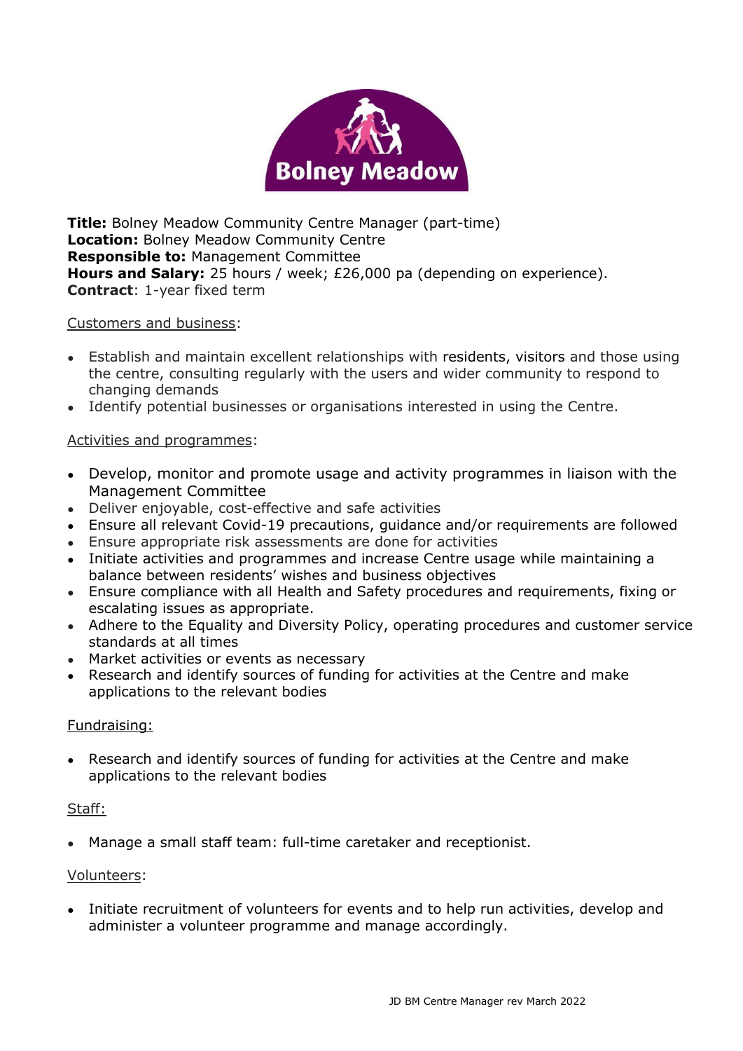Bolney Meadow

**Title:** Bolney Meadow Community Centre Manager (part-time)
**Location:** Bolney Meadow Community Centre
**Responsible to:** Management Committee
**Hours and Salary:** 25 hours / week; £26,000 pa (depending on experience).
**Contract**: 1-year fixed term

Customers and business:

- Establish and maintain excellent relationships with residents, visitors and those using the centre, consulting regularly with the users and wider community to respond to changing demands
- Identify potential businesses or organisations interested in using the Centre.

Activities and programmes:

- Develop, monitor and promote usage and activity programmes in liaison with the Management Committee
- Deliver enjoyable, cost-effective and safe activities
- Ensure all relevant Covid-19 precautions, guidance and/or requirements are followed
- Ensure appropriate risk assessments are done for activities
- Initiate activities and programmes and increase Centre usage while maintaining a balance between residents' wishes and business objectives
- Ensure compliance with all Health and Safety procedures and requirements, fixing or escalating issues as appropriate.
- Adhere to the Equality and Diversity Policy, operating procedures and customer service standards at all times
- Market activities or events as necessary
- Research and identify sources of funding for activities at the Centre and make applications to the relevant bodies

Fundraising:

- Research and identify sources of funding for activities at the Centre and make applications to the relevant bodies

Staff:

- Manage a small staff team: full-time caretaker and receptionist.

Volunteers:

- Initiate recruitment of volunteers for events and to help run activities, develop and administer a volunteer programme and manage accordingly.

JD BM Centre Manager rev March 2022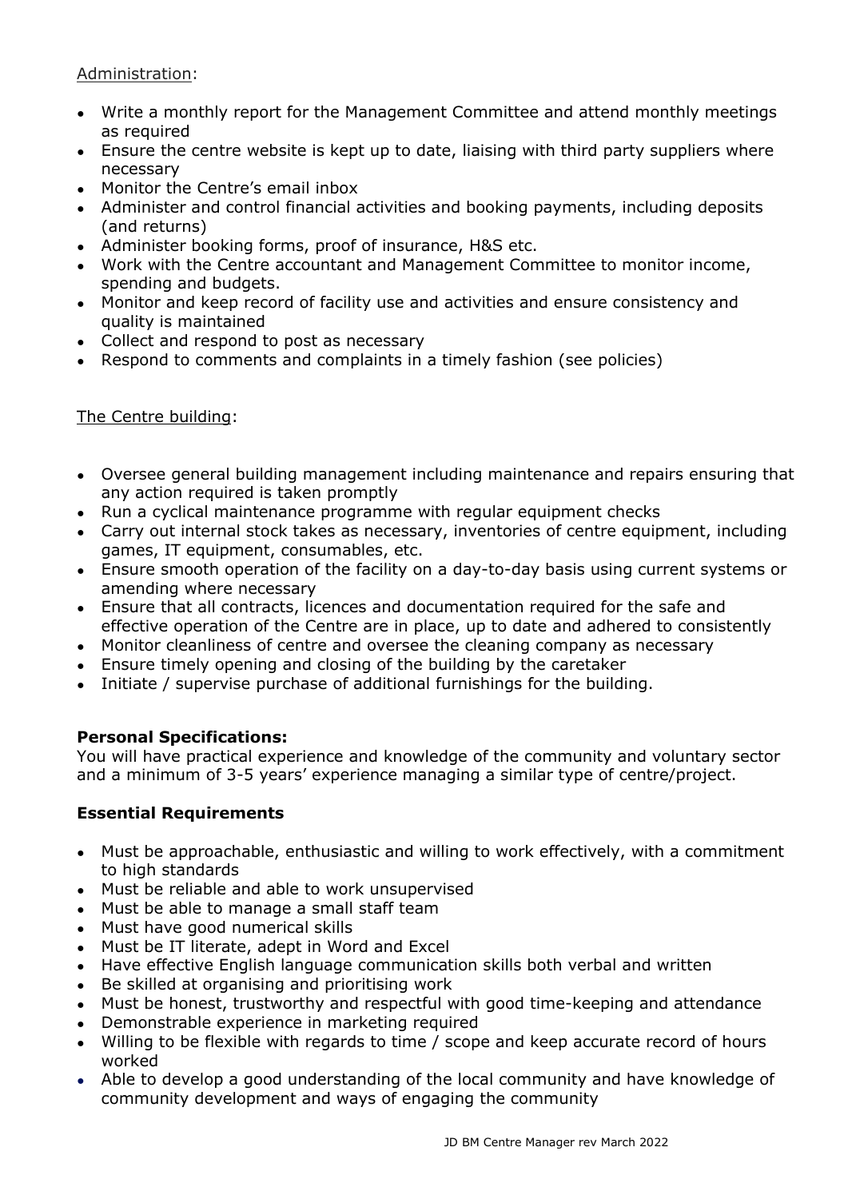Administration:

- Write a monthly report for the Management Committee and attend monthly meetings as required
- Ensure the centre website is kept up to date, liaising with third party suppliers where necessary
- Monitor the Centre's email inbox
- Administer and control financial activities and booking payments, including deposits (and returns)
- Administer booking forms, proof of insurance, H&S etc.
- Work with the Centre accountant and Management Committee to monitor income, spending and budgets.
- Monitor and keep record of facility use and activities and ensure consistency and quality is maintained
- Collect and respond to post as necessary
- Respond to comments and complaints in a timely fashion (see policies)

The Centre building:

- Oversee general building management including maintenance and repairs ensuring that any action required is taken promptly
- Run a cyclical maintenance programme with regular equipment checks
- Carry out internal stock takes as necessary, inventories of centre equipment, including games, IT equipment, consumables, etc.
- Ensure smooth operation of the facility on a day-to-day basis using current systems or amending where necessary
- Ensure that all contracts, licences and documentation required for the safe and effective operation of the Centre are in place, up to date and adhered to consistently
- Monitor cleanliness of centre and oversee the cleaning company as necessary
- Ensure timely opening and closing of the building by the caretaker
- Initiate / supervise purchase of additional furnishings for the building.

**Personal Specifications:**
You will have practical experience and knowledge of the community and voluntary sector and a minimum of 3-5 years' experience managing a similar type of centre/project.

**Essential Requirements**

- Must be approachable, enthusiastic and willing to work effectively, with a commitment to high standards
- Must be reliable and able to work unsupervised
- Must be able to manage a small staff team
- Must have good numerical skills
- Must be IT literate, adept in Word and Excel
- Have effective English language communication skills both verbal and written
- Be skilled at organising and prioritising work
- Must be honest, trustworthy and respectful with good time-keeping and attendance
- Demonstrable experience in marketing required
- Willing to be flexible with regards to time / scope and keep accurate record of hours worked
- Able to develop a good understanding of the local community and have knowledge of community development and ways of engaging the community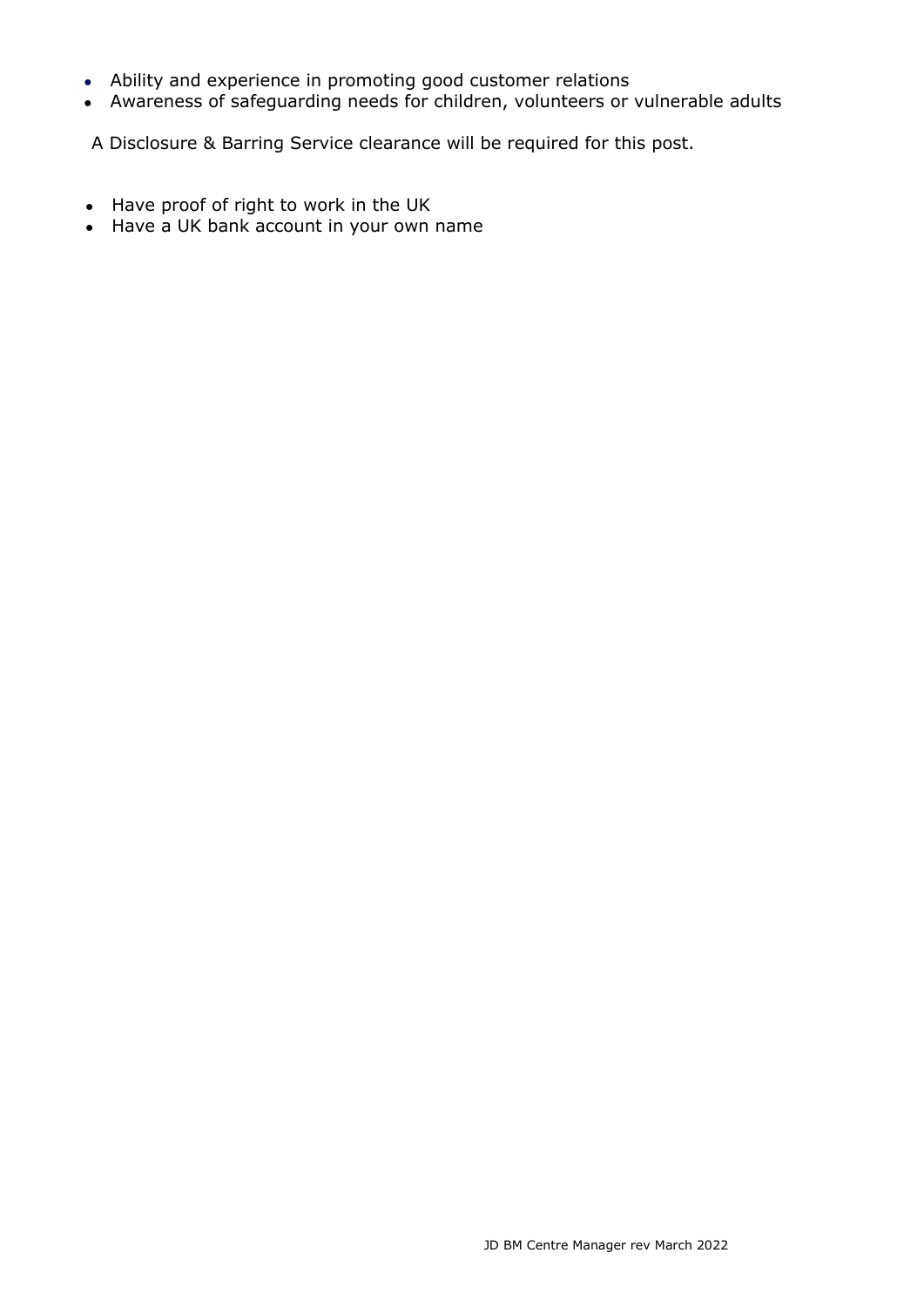- Ability and experience in promoting good customer relations
- Awareness of safeguarding needs for children, volunteers or vulnerable adults

A Disclosure & Barring Service clearance will be required for this post.

- Have proof of right to work in the UK
- Have a UK bank account in your own name